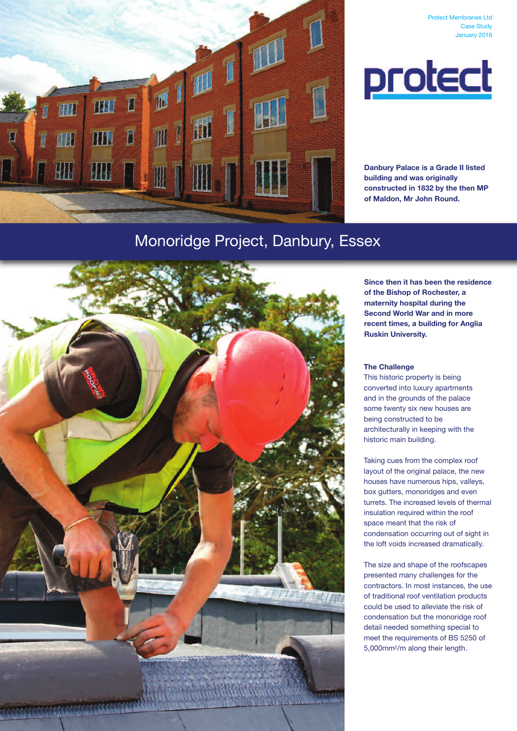Protect Membranes Ltd
Case Study
January 2016

**Danbury Palace is a Grade II listed building and was originally constructed in 1832 by the then MP of Maldon, Mr John Round.**

# Monoridge Project, Danbury, Essex

**Since then it has been the residence of the Bishop of Rochester, a maternity hospital during the Second World War and in more recent times, a building for Anglia Ruskin University.**

### The Challenge

This historic property is being converted into luxury apartments and in the grounds of the palace some twenty six new houses are being constructed to be architecturally in keeping with the historic main building.

Taking cues from the complex roof layout of the original palace, the new houses have numerous hips, valleys, box gutters, monoridges and even turrets. The increased levels of thermal insulation required within the roof space meant that the risk of condensation occurring out of sight in the loft voids increased dramatically.

The size and shape of the roofscapes presented many challenges for the contractors. In most instances, the use of traditional roof ventilation products could be used to alleviate the risk of condensation but the monoridge roof detail needed something special to meet the requirements of BS 5250 of 5,000mm$^2$/m along their length.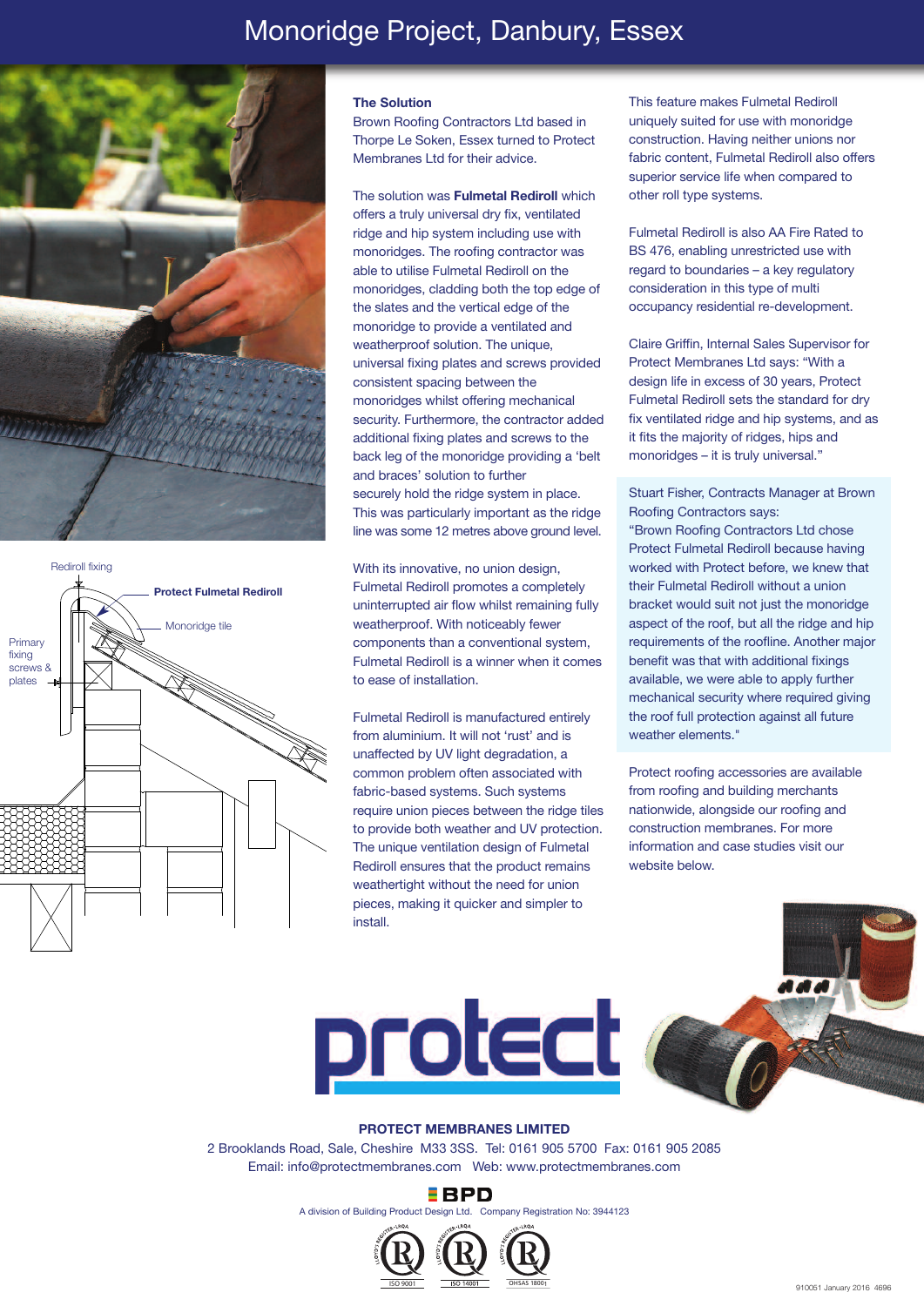# Monoridge Project, Danbury, Essex

Rediroll fixing

Protect Fulmetal Rediroll

Monoridge tile

Primary fixing screws & plates

### The Solution

Brown Roofing Contractors Ltd based in Thorpe Le Soken, Essex turned to Protect Membranes Ltd for their advice.

The solution was **Fulmetal Rediroll** which offers a truly universal dry fix, ventilated ridge and hip system including use with monoridges. The roofing contractor was able to utilise Fulmetal Rediroll on the monoridges, cladding both the top edge of the slates and the vertical edge of the monoridge to provide a ventilated and weatherproof solution. The unique, universal fixing plates and screws provided consistent spacing between the monoridges whilst offering mechanical security. Furthermore, the contractor added additional fixing plates and screws to the back leg of the monoridge providing a 'belt and braces' solution to further securely hold the ridge system in place. This was particularly important as the ridge line was some 12 metres above ground level.

With its innovative, no union design, Fulmetal Rediroll promotes a completely uninterrupted air flow whilst remaining fully weatherproof. With noticeably fewer components than a conventional system, Fulmetal Rediroll is a winner when it comes to ease of installation.

Fulmetal Rediroll is manufactured entirely from aluminium. It will not 'rust' and is unaffected by UV light degradation, a common problem often associated with fabric-based systems. Such systems require union pieces between the ridge tiles to provide both weather and UV protection. The unique ventilation design of Fulmetal Rediroll ensures that the product remains weathertight without the need for union pieces, making it quicker and simpler to install.

This feature makes Fulmetal Rediroll uniquely suited for use with monoridge construction. Having neither unions nor fabric content, Fulmetal Rediroll also offers superior service life when compared to other roll type systems.

Fulmetal Rediroll is also AA Fire Rated to BS 476, enabling unrestricted use with regard to boundaries – a key regulatory consideration in this type of multi occupancy residential re-development.

Claire Griffin, Internal Sales Supervisor for Protect Membranes Ltd says: "With a design life in excess of 30 years, Protect Fulmetal Rediroll sets the standard for dry fix ventilated ridge and hip systems, and as it fits the majority of ridges, hips and monoridges – it is truly universal."

Stuart Fisher, Contracts Manager at Brown Roofing Contractors says:
"Brown Roofing Contractors Ltd chose Protect Fulmetal Rediroll because having worked with Protect before, we knew that their Fulmetal Rediroll without a union bracket would suit not just the monoridge aspect of the roof, but all the ridge and hip requirements of the roofline. Another major benefit was that with additional fixings available, we were able to apply further mechanical security where required giving the roof full protection against all future weather elements."

Protect roofing accessories are available from roofing and building merchants nationwide, alongside our roofing and construction membranes. For more information and case studies visit our website below.

protect

**PROTECT MEMBRANES LIMITED**

2 Brooklands Road, Sale, Cheshire M33 3SS. Tel: 0161 905 5700 Fax: 0161 905 2085
Email: info@protectmembranes.com Web: www.protectmembranes.com

BPD

A division of Building Product Design Ltd. Company Registration No: 3944123

ISO 9001 ISO 14001 OHSAS 18001

910051 January 2016 4696